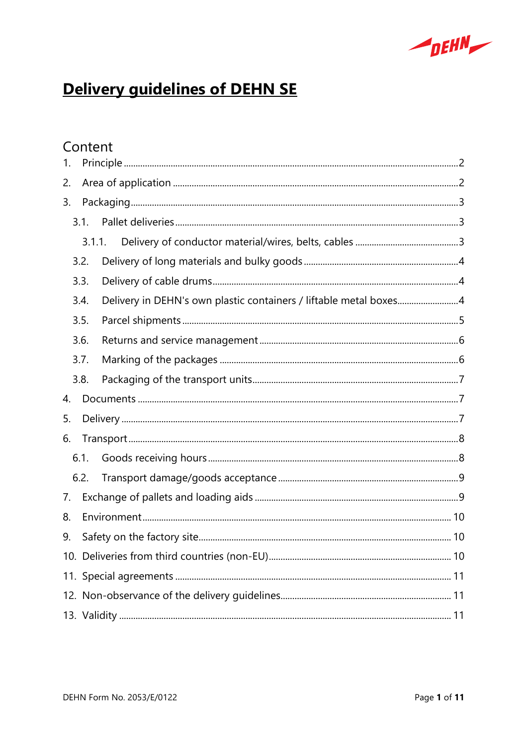# Delivery guidelines of DEHN SE

## Content

1. Principle ..... 2
2. Area of application ..... 2
3. Packaging ..... 3
   - 3.1. Pallet deliveries ..... 3
     - 3.1.1. Delivery of conductor material/wires, belts, cables ..... 3
   - 3.2. Delivery of long materials and bulky goods ..... 4
   - 3.3. Delivery of cable drums ..... 4
   - 3.4. Delivery in DEHN's own plastic containers / liftable metal boxes ..... 4
   - 3.5. Parcel shipments ..... 5
   - 3.6. Returns and service management ..... 6
   - 3.7. Marking of the packages ..... 6
   - 3.8. Packaging of the transport units ..... 7
4. Documents ..... 7
5. Delivery ..... 7
6. Transport ..... 8
   - 6.1. Goods receiving hours ..... 8
   - 6.2. Transport damage/goods acceptance ..... 9
7. Exchange of pallets and loading aids ..... 9
8. Environment ..... 10
9. Safety on the factory site ..... 10
10. Deliveries from third countries (non-EU) ..... 10
11. Special agreements ..... 11
12. Non-observance of the delivery guidelines ..... 11
13. Validity ..... 11

DEHN Form No. 2053/E/0122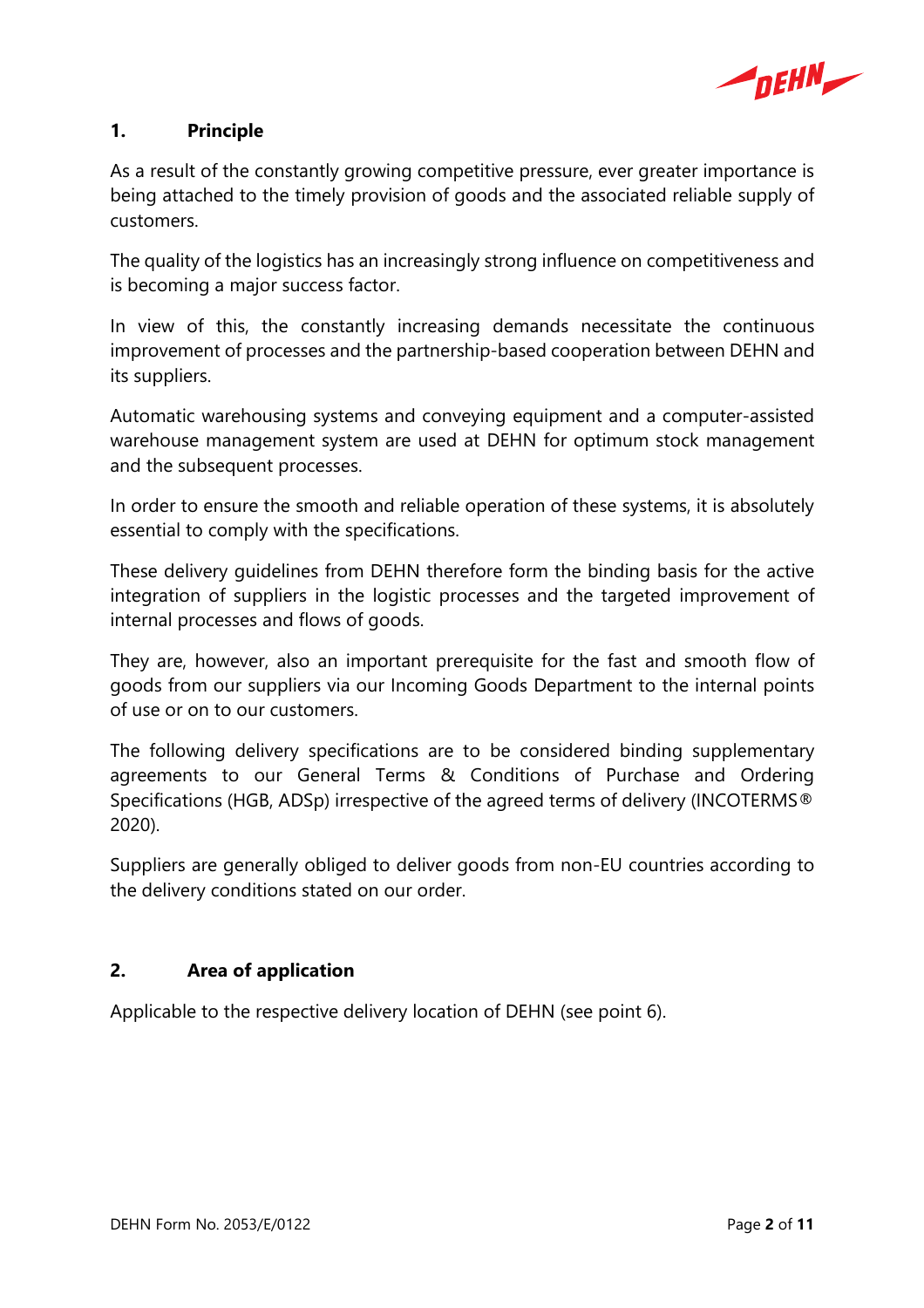## 1. Principle

As a result of the constantly growing competitive pressure, ever greater importance is being attached to the timely provision of goods and the associated reliable supply of customers.

The quality of the logistics has an increasingly strong influence on competitiveness and is becoming a major success factor.

In view of this, the constantly increasing demands necessitate the continuous improvement of processes and the partnership-based cooperation between DEHN and its suppliers.

Automatic warehousing systems and conveying equipment and a computer-assisted warehouse management system are used at DEHN for optimum stock management and the subsequent processes.

In order to ensure the smooth and reliable operation of these systems, it is absolutely essential to comply with the specifications.

These delivery guidelines from DEHN therefore form the binding basis for the active integration of suppliers in the logistic processes and the targeted improvement of internal processes and flows of goods.

They are, however, also an important prerequisite for the fast and smooth flow of goods from our suppliers via our Incoming Goods Department to the internal points of use or on to our customers.

The following delivery specifications are to be considered binding supplementary agreements to our General Terms & Conditions of Purchase and Ordering Specifications (HGB, ADSp) irrespective of the agreed terms of delivery (INCOTERMS® 2020).

Suppliers are generally obliged to deliver goods from non-EU countries according to the delivery conditions stated on our order.

## 2. Area of application

Applicable to the respective delivery location of DEHN (see point 6).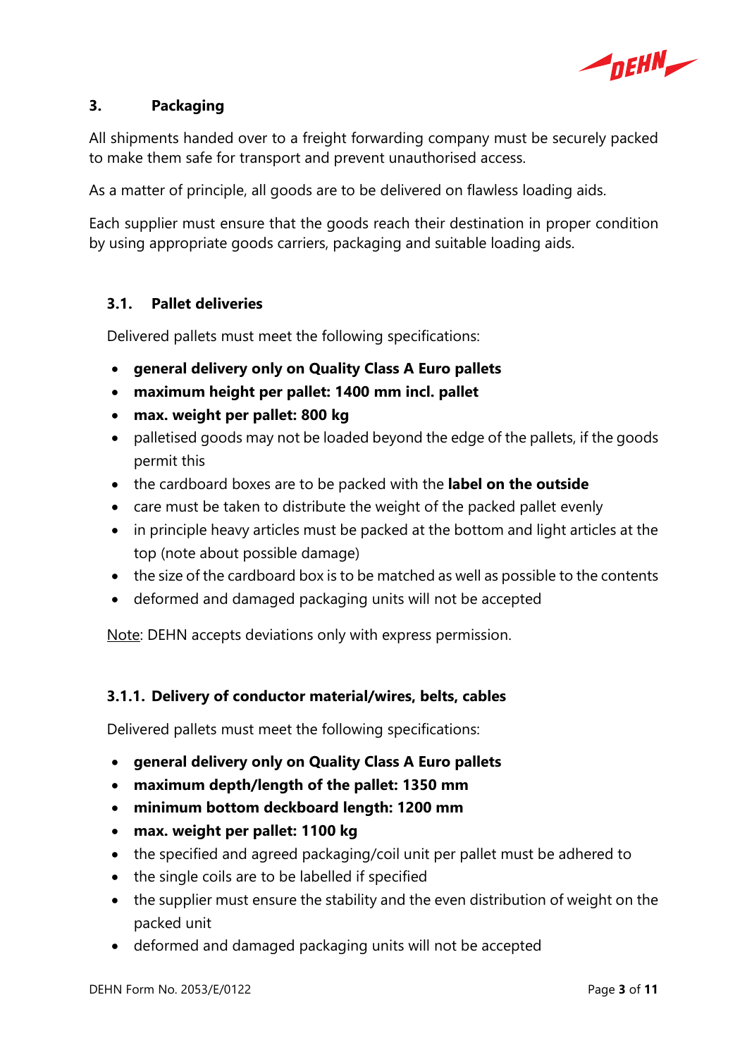## 3. Packaging

All shipments handed over to a freight forwarding company must be securely packed to make them safe for transport and prevent unauthorised access.

As a matter of principle, all goods are to be delivered on flawless loading aids.

Each supplier must ensure that the goods reach their destination in proper condition by using appropriate goods carriers, packaging and suitable loading aids.

### 3.1. Pallet deliveries

Delivered pallets must meet the following specifications:

- **general delivery only on Quality Class A Euro pallets**
- **maximum height per pallet: 1400 mm incl. pallet**
- **max. weight per pallet: 800 kg**
- palletised goods may not be loaded beyond the edge of the pallets, if the goods permit this
- the cardboard boxes are to be packed with the **label on the outside**
- care must be taken to distribute the weight of the packed pallet evenly
- in principle heavy articles must be packed at the bottom and light articles at the top (note about possible damage)
- the size of the cardboard box is to be matched as well as possible to the contents
- deformed and damaged packaging units will not be accepted

<u>Note</u>: DEHN accepts deviations only with express permission.

#### 3.1.1. Delivery of conductor material/wires, belts, cables

Delivered pallets must meet the following specifications:

- **general delivery only on Quality Class A Euro pallets**
- **maximum depth/length of the pallet: 1350 mm**
- **minimum bottom deckboard length: 1200 mm**
- **max. weight per pallet: 1100 kg**
- the specified and agreed packaging/coil unit per pallet must be adhered to
- the single coils are to be labelled if specified
- the supplier must ensure the stability and the even distribution of weight on the packed unit
- deformed and damaged packaging units will not be accepted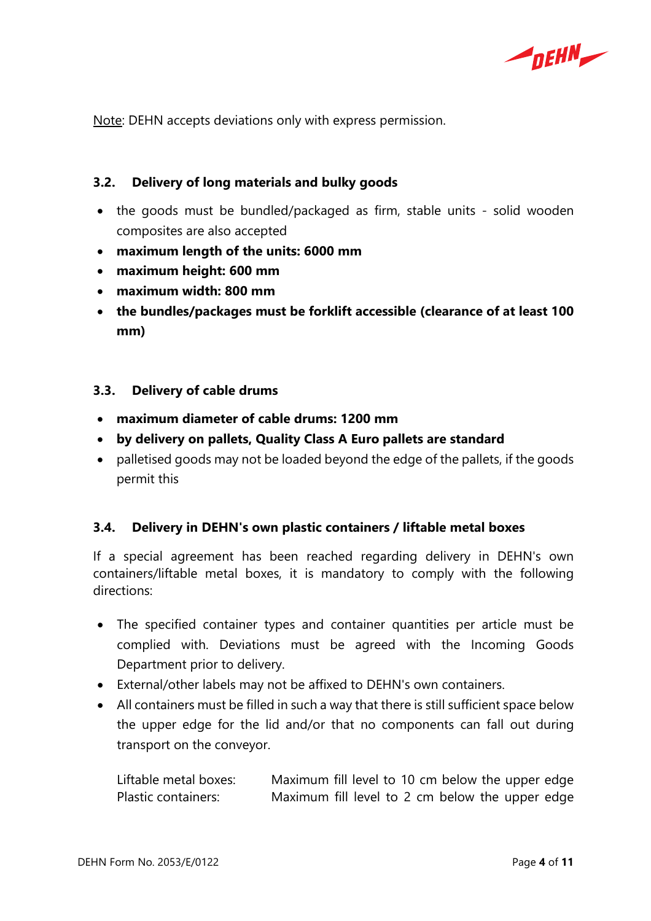Note: DEHN accepts deviations only with express permission.

### 3.2. Delivery of long materials and bulky goods

- the goods must be bundled/packaged as firm, stable units - solid wooden composites are also accepted
- **maximum length of the units: 6000 mm**
- **maximum height: 600 mm**
- **maximum width: 800 mm**
- **the bundles/packages must be forklift accessible (clearance of at least 100 mm)**

### 3.3. Delivery of cable drums

- **maximum diameter of cable drums: 1200 mm**
- **by delivery on pallets, Quality Class A Euro pallets are standard**
- palletised goods may not be loaded beyond the edge of the pallets, if the goods permit this

### 3.4. Delivery in DEHN's own plastic containers / liftable metal boxes

If a special agreement has been reached regarding delivery in DEHN's own containers/liftable metal boxes, it is mandatory to comply with the following directions:

- The specified container types and container quantities per article must be complied with. Deviations must be agreed with the Incoming Goods Department prior to delivery.
- External/other labels may not be affixed to DEHN's own containers.
- All containers must be filled in such a way that there is still sufficient space below the upper edge for the lid and/or that no components can fall out during transport on the conveyor.

| | |
|---|---|
| Liftable metal boxes: | Maximum fill level to 10 cm below the upper edge |
| Plastic containers: | Maximum fill level to 2 cm below the upper edge |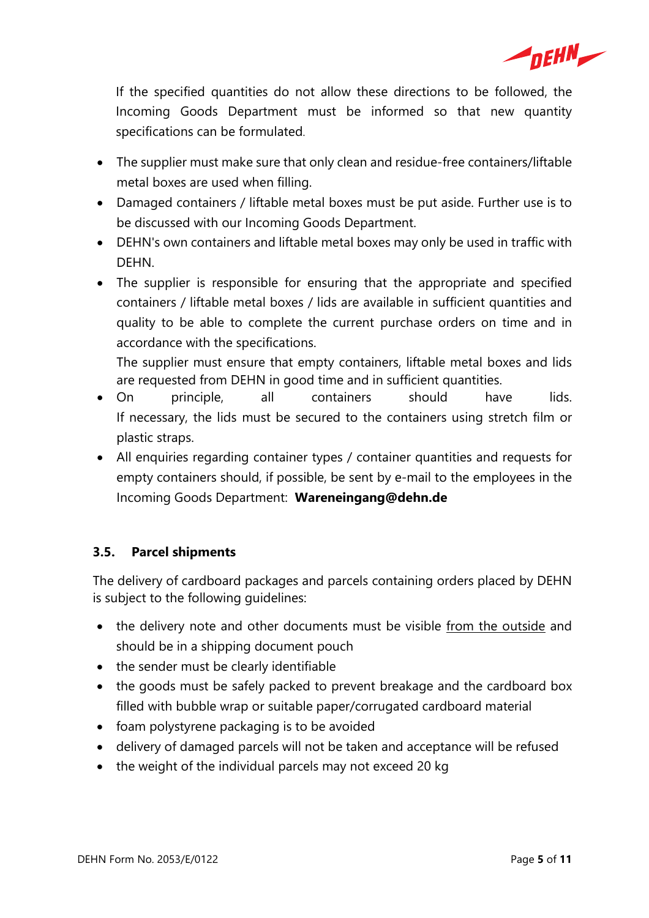If the specified quantities do not allow these directions to be followed, the Incoming Goods Department must be informed so that new quantity specifications can be formulated.

- The supplier must make sure that only clean and residue-free containers/liftable metal boxes are used when filling.
- Damaged containers / liftable metal boxes must be put aside. Further use is to be discussed with our Incoming Goods Department.
- DEHN's own containers and liftable metal boxes may only be used in traffic with DEHN.
- The supplier is responsible for ensuring that the appropriate and specified containers / liftable metal boxes / lids are available in sufficient quantities and quality to be able to complete the current purchase orders on time and in accordance with the specifications.
  The supplier must ensure that empty containers, liftable metal boxes and lids are requested from DEHN in good time and in sufficient quantities.
- On principle, all containers should have lids.
  If necessary, the lids must be secured to the containers using stretch film or plastic straps.
- All enquiries regarding container types / container quantities and requests for empty containers should, if possible, be sent by e-mail to the employees in the Incoming Goods Department: **Wareneingang@dehn.de**

### 3.5. Parcel shipments

The delivery of cardboard packages and parcels containing orders placed by DEHN is subject to the following guidelines:

- the delivery note and other documents must be visible from the outside and should be in a shipping document pouch
- the sender must be clearly identifiable
- the goods must be safely packed to prevent breakage and the cardboard box filled with bubble wrap or suitable paper/corrugated cardboard material
- foam polystyrene packaging is to be avoided
- delivery of damaged parcels will not be taken and acceptance will be refused
- the weight of the individual parcels may not exceed 20 kg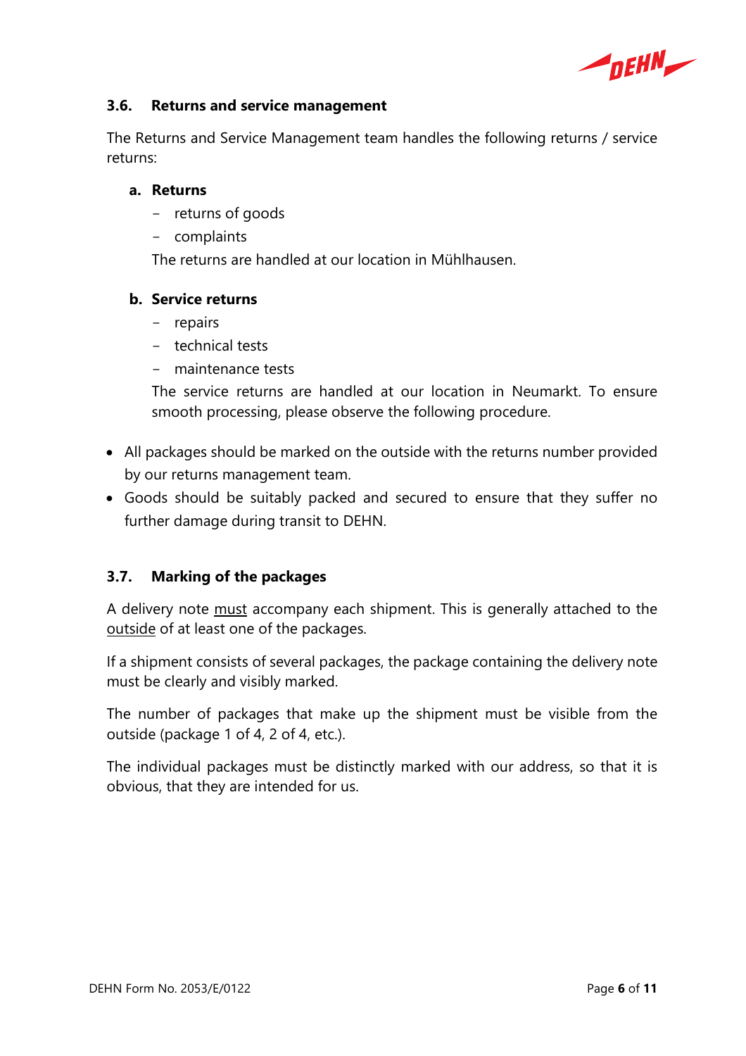### 3.6. Returns and service management

The Returns and Service Management team handles the following returns / service returns:

**a. Returns**

- returns of goods
- complaints

The returns are handled at our location in Mühlhausen.

**b. Service returns**

- repairs
- technical tests
- maintenance tests

The service returns are handled at our location in Neumarkt. To ensure smooth processing, please observe the following procedure.

- All packages should be marked on the outside with the returns number provided by our returns management team.
- Goods should be suitably packed and secured to ensure that they suffer no further damage during transit to DEHN.

### 3.7. Marking of the packages

A delivery note <u>must</u> accompany each shipment. This is generally attached to the <u>outside</u> of at least one of the packages.

If a shipment consists of several packages, the package containing the delivery note must be clearly and visibly marked.

The number of packages that make up the shipment must be visible from the outside (package 1 of 4, 2 of 4, etc.).

The individual packages must be distinctly marked with our address, so that it is obvious, that they are intended for us.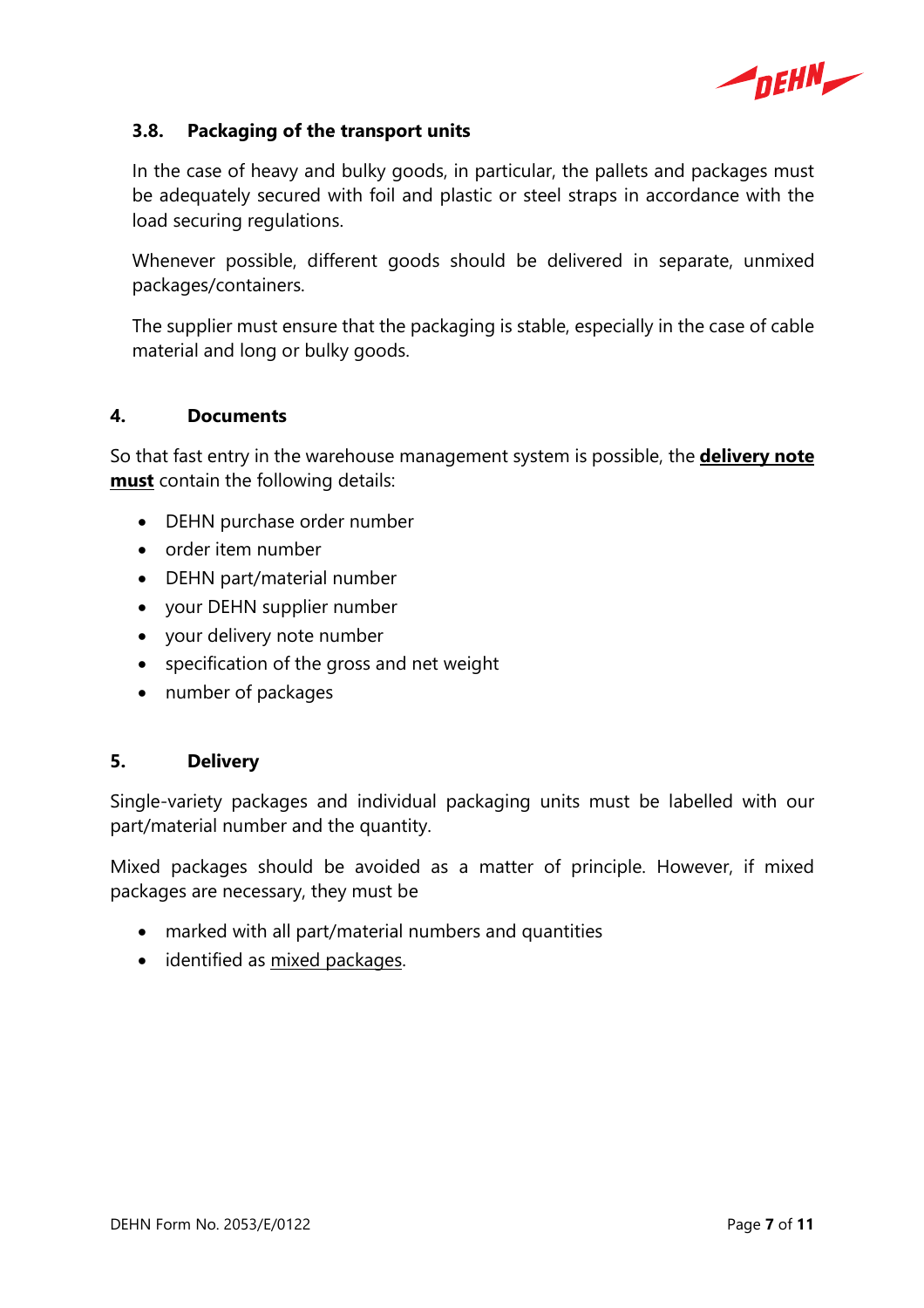### 3.8. Packaging of the transport units

In the case of heavy and bulky goods, in particular, the pallets and packages must be adequately secured with foil and plastic or steel straps in accordance with the load securing regulations.

Whenever possible, different goods should be delivered in separate, unmixed packages/containers.

The supplier must ensure that the packaging is stable, especially in the case of cable material and long or bulky goods.

## 4. Documents

So that fast entry in the warehouse management system is possible, the <u>**delivery note must**</u> contain the following details:

- DEHN purchase order number
- order item number
- DEHN part/material number
- your DEHN supplier number
- your delivery note number
- specification of the gross and net weight
- number of packages

## 5. Delivery

Single-variety packages and individual packaging units must be labelled with our part/material number and the quantity.

Mixed packages should be avoided as a matter of principle. However, if mixed packages are necessary, they must be

- marked with all part/material numbers and quantities
- identified as <u>mixed packages</u>.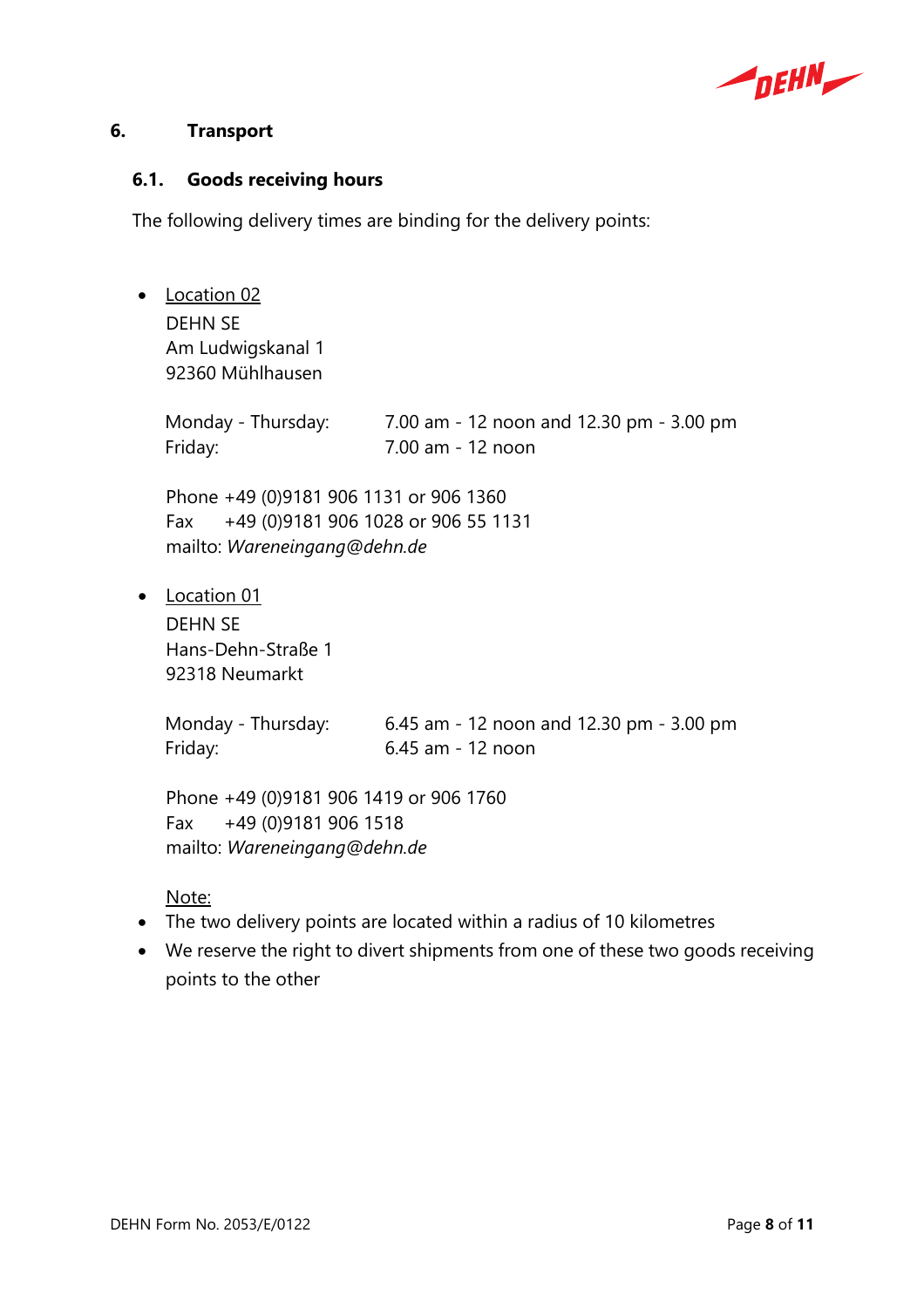# 6. Transport

## 6.1. Goods receiving hours

The following delivery times are binding for the delivery points:

- Location 02
  DEHN SE
  Am Ludwigskanal 1
  92360 Mühlhausen

  Monday - Thursday: 7.00 am - 12 noon and 12.30 pm - 3.00 pm
  Friday: 7.00 am - 12 noon

  Phone +49 (0)9181 906 1131 or 906 1360
  Fax +49 (0)9181 906 1028 or 906 55 1131
  mailto: *Wareneingang@dehn.de*

- Location 01
  DEHN SE
  Hans-Dehn-Straße 1
  92318 Neumarkt

  Monday - Thursday: 6.45 am - 12 noon and 12.30 pm - 3.00 pm
  Friday: 6.45 am - 12 noon

  Phone +49 (0)9181 906 1419 or 906 1760
  Fax +49 (0)9181 906 1518
  mailto: *Wareneingang@dehn.de*

Note:

- The two delivery points are located within a radius of 10 kilometres
- We reserve the right to divert shipments from one of these two goods receiving points to the other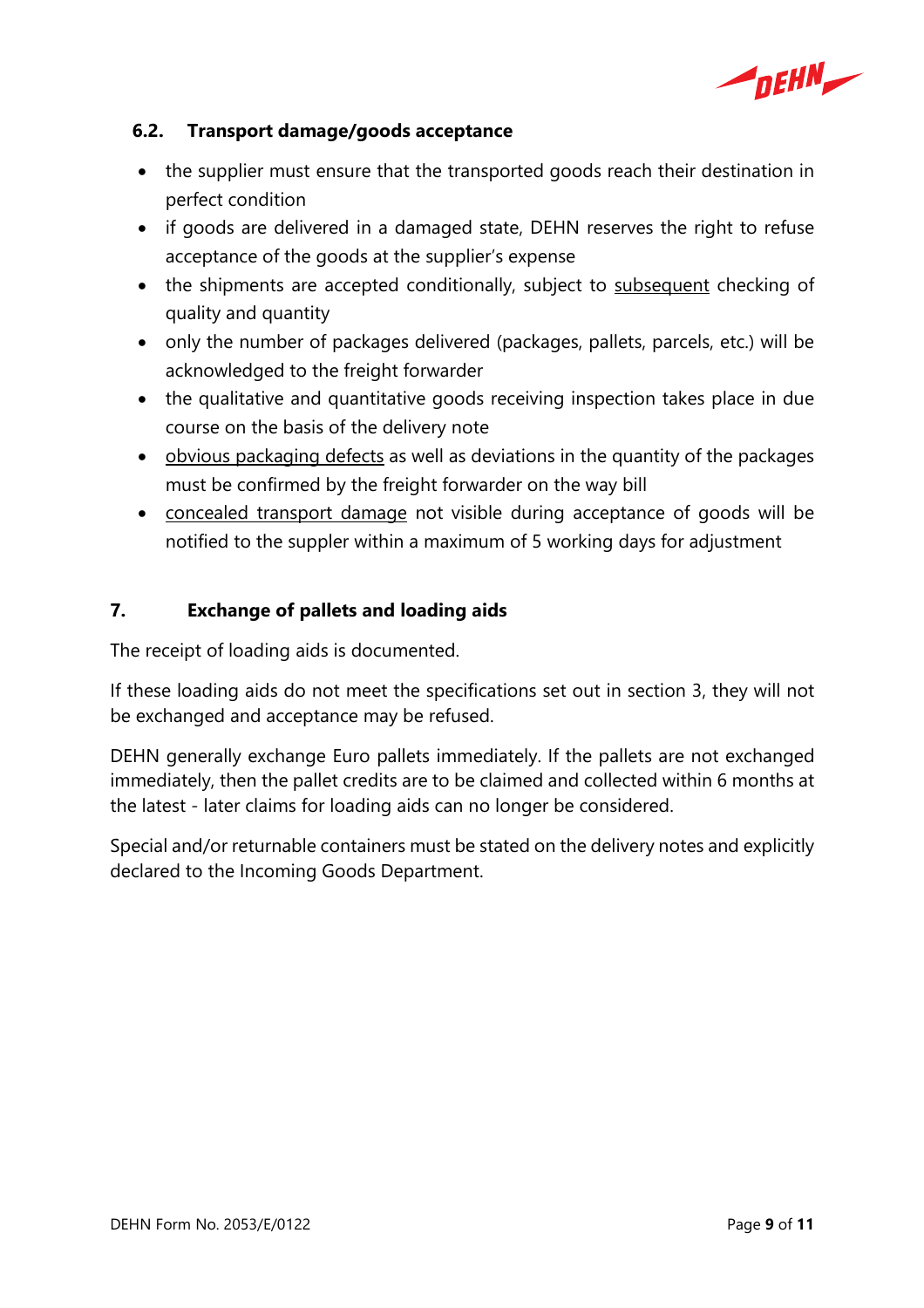### 6.2. Transport damage/goods acceptance

- the supplier must ensure that the transported goods reach their destination in perfect condition
- if goods are delivered in a damaged state, DEHN reserves the right to refuse acceptance of the goods at the supplier's expense
- the shipments are accepted conditionally, subject to <u>subsequent</u> checking of quality and quantity
- only the number of packages delivered (packages, pallets, parcels, etc.) will be acknowledged to the freight forwarder
- the qualitative and quantitative goods receiving inspection takes place in due course on the basis of the delivery note
- <u>obvious packaging defects</u> as well as deviations in the quantity of the packages must be confirmed by the freight forwarder on the way bill
- <u>concealed transport damage</u> not visible during acceptance of goods will be notified to the suppler within a maximum of 5 working days for adjustment

## 7. Exchange of pallets and loading aids

The receipt of loading aids is documented.

If these loading aids do not meet the specifications set out in section 3, they will not be exchanged and acceptance may be refused.

DEHN generally exchange Euro pallets immediately. If the pallets are not exchanged immediately, then the pallet credits are to be claimed and collected within 6 months at the latest - later claims for loading aids can no longer be considered.

Special and/or returnable containers must be stated on the delivery notes and explicitly declared to the Incoming Goods Department.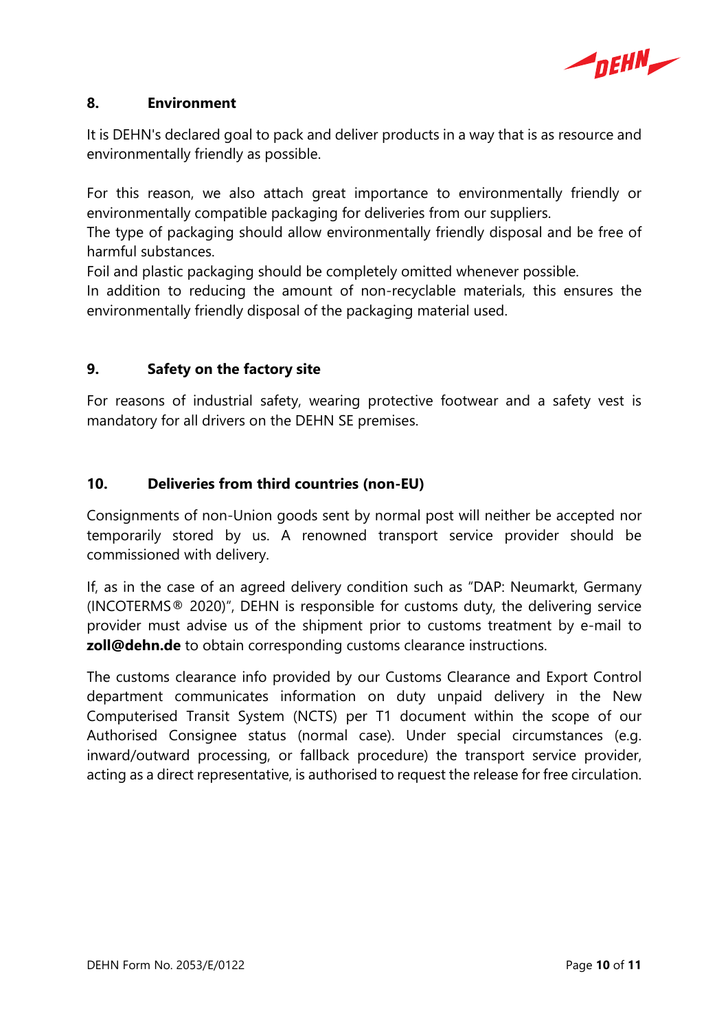## 8. Environment

It is DEHN's declared goal to pack and deliver products in a way that is as resource and environmentally friendly as possible.

For this reason, we also attach great importance to environmentally friendly or environmentally compatible packaging for deliveries from our suppliers.
The type of packaging should allow environmentally friendly disposal and be free of harmful substances.
Foil and plastic packaging should be completely omitted whenever possible.
In addition to reducing the amount of non-recyclable materials, this ensures the environmentally friendly disposal of the packaging material used.

## 9. Safety on the factory site

For reasons of industrial safety, wearing protective footwear and a safety vest is mandatory for all drivers on the DEHN SE premises.

## 10. Deliveries from third countries (non-EU)

Consignments of non-Union goods sent by normal post will neither be accepted nor temporarily stored by us. A renowned transport service provider should be commissioned with delivery.

If, as in the case of an agreed delivery condition such as "DAP: Neumarkt, Germany (INCOTERMS® 2020)", DEHN is responsible for customs duty, the delivering service provider must advise us of the shipment prior to customs treatment by e-mail to **zoll@dehn.de** to obtain corresponding customs clearance instructions.

The customs clearance info provided by our Customs Clearance and Export Control department communicates information on duty unpaid delivery in the New Computerised Transit System (NCTS) per T1 document within the scope of our Authorised Consignee status (normal case). Under special circumstances (e.g. inward/outward processing, or fallback procedure) the transport service provider, acting as a direct representative, is authorised to request the release for free circulation.

DEHN Form No. 2053/E/0122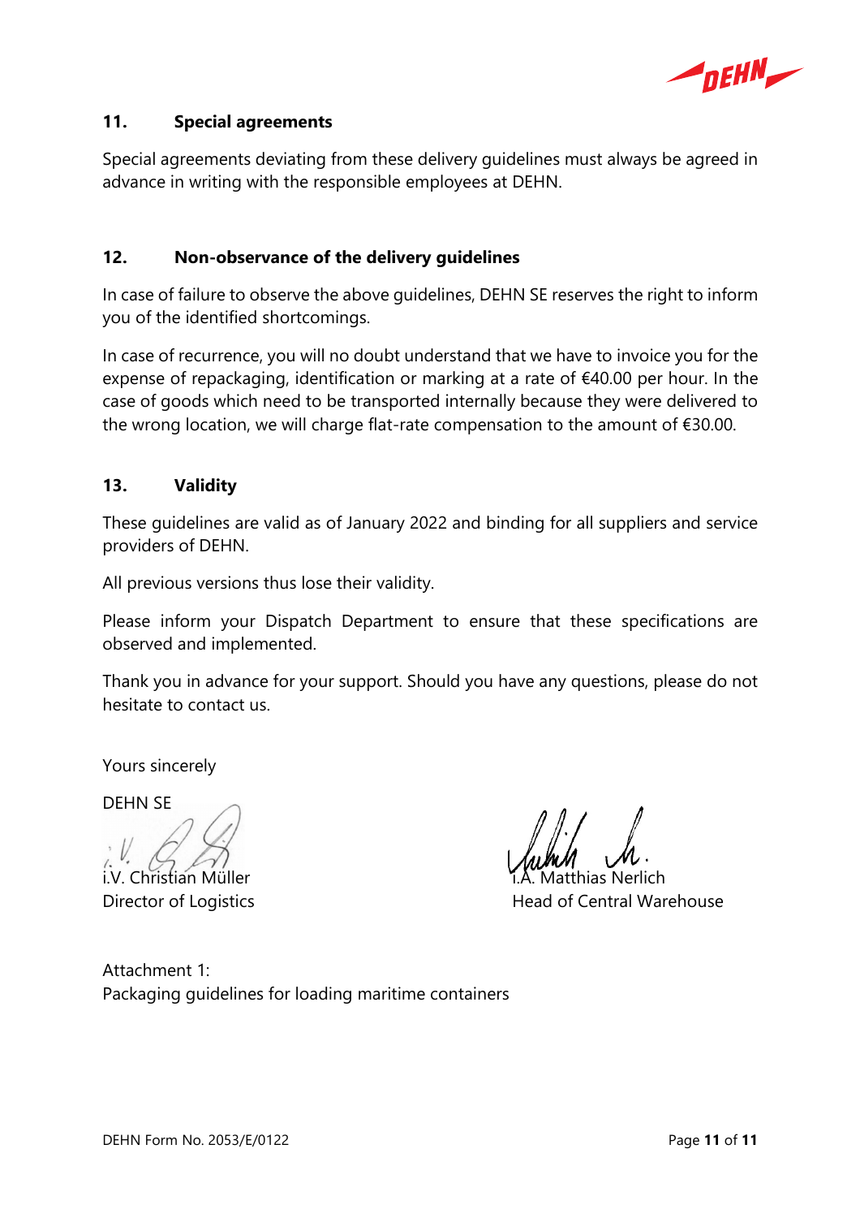## 11. Special agreements

Special agreements deviating from these delivery guidelines must always be agreed in advance in writing with the responsible employees at DEHN.

## 12. Non-observance of the delivery guidelines

In case of failure to observe the above guidelines, DEHN SE reserves the right to inform you of the identified shortcomings.

In case of recurrence, you will no doubt understand that we have to invoice you for the expense of repackaging, identification or marking at a rate of €40.00 per hour. In the case of goods which need to be transported internally because they were delivered to the wrong location, we will charge flat-rate compensation to the amount of €30.00.

## 13. Validity

These guidelines are valid as of January 2022 and binding for all suppliers and service providers of DEHN.

All previous versions thus lose their validity.

Please inform your Dispatch Department to ensure that these specifications are observed and implemented.

Thank you in advance for your support. Should you have any questions, please do not hesitate to contact us.

Yours sincerely

DEHN SE

i.V. Christian Müller
Director of Logistics

i.A. Matthias Nerlich
Head of Central Warehouse

Attachment 1:
Packaging guidelines for loading maritime containers

DEHN Form No. 2053/E/0122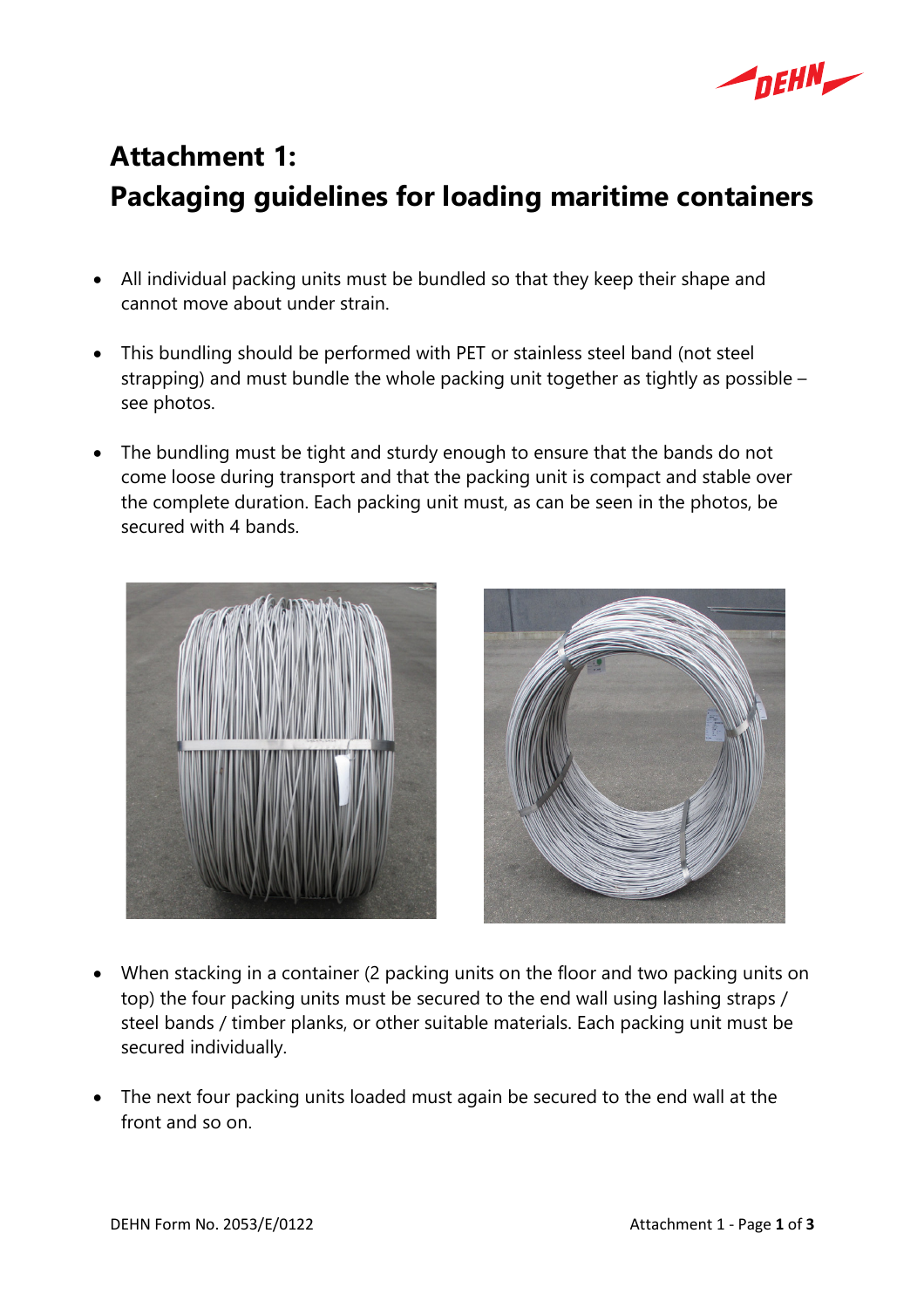# Attachment 1:
# Packaging guidelines for loading maritime containers

- All individual packing units must be bundled so that they keep their shape and cannot move about under strain.

- This bundling should be performed with PET or stainless steel band (not steel strapping) and must bundle the whole packing unit together as tightly as possible – see photos.

- The bundling must be tight and sturdy enough to ensure that the bands do not come loose during transport and that the packing unit is compact and stable over the complete duration. Each packing unit must, as can be seen in the photos, be secured with 4 bands.

- When stacking in a container (2 packing units on the floor and two packing units on top) the four packing units must be secured to the end wall using lashing straps / steel bands / timber planks, or other suitable materials. Each packing unit must be secured individually.

- The next four packing units loaded must again be secured to the end wall at the front and so on.

DEHN Form No. 2053/E/0122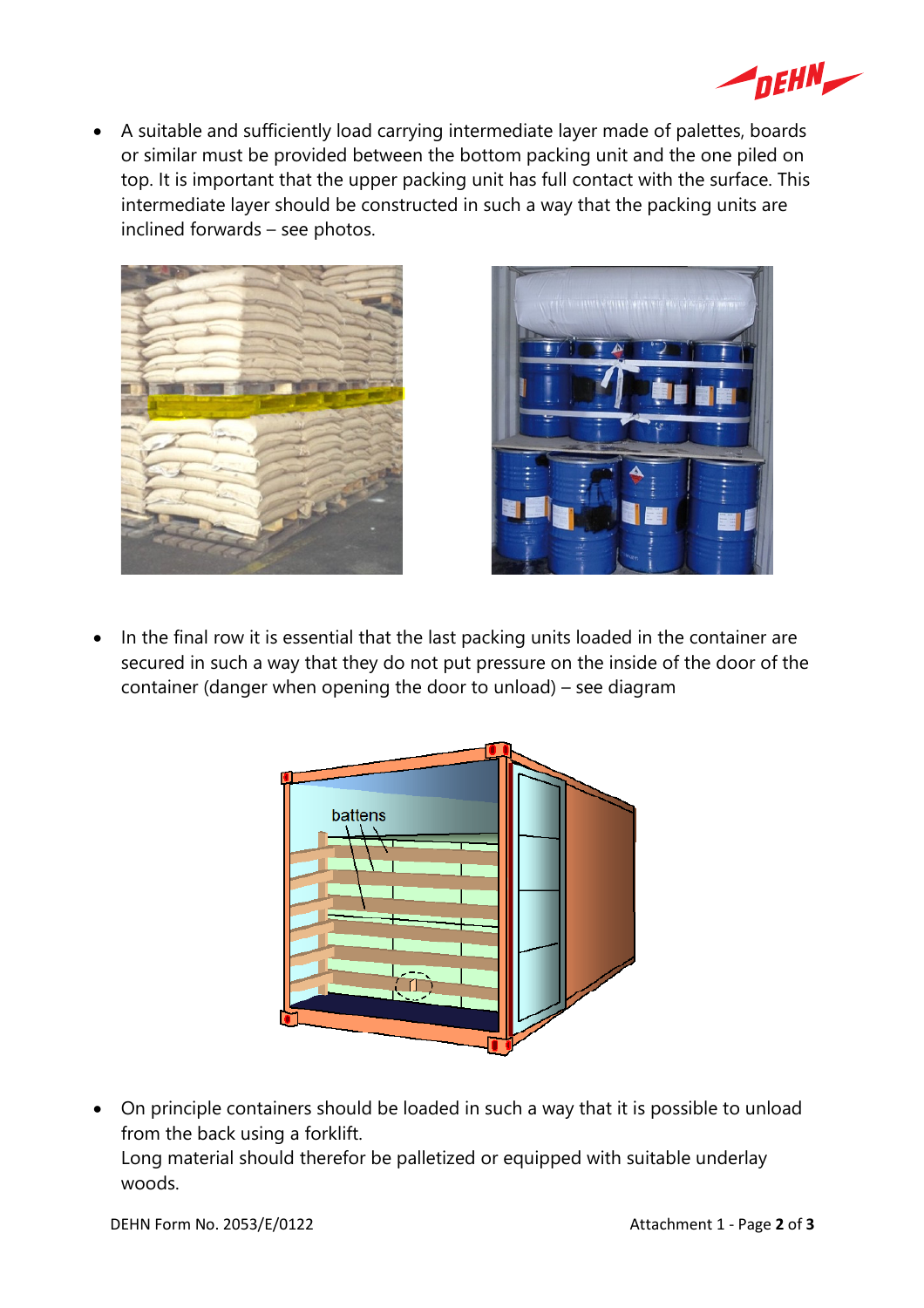- A suitable and sufficiently load carrying intermediate layer made of palettes, boards or similar must be provided between the bottom packing unit and the one piled on top. It is important that the upper packing unit has full contact with the surface. This intermediate layer should be constructed in such a way that the packing units are inclined forwards – see photos.

- In the final row it is essential that the last packing units loaded in the container are secured in such a way that they do not put pressure on the inside of the door of the container (danger when opening the door to unload) – see diagram

- On principle containers should be loaded in such a way that it is possible to unload from the back using a forklift.
  Long material should therefor be palletized or equipped with suitable underlay woods.

DEHN Form No. 2053/E/0122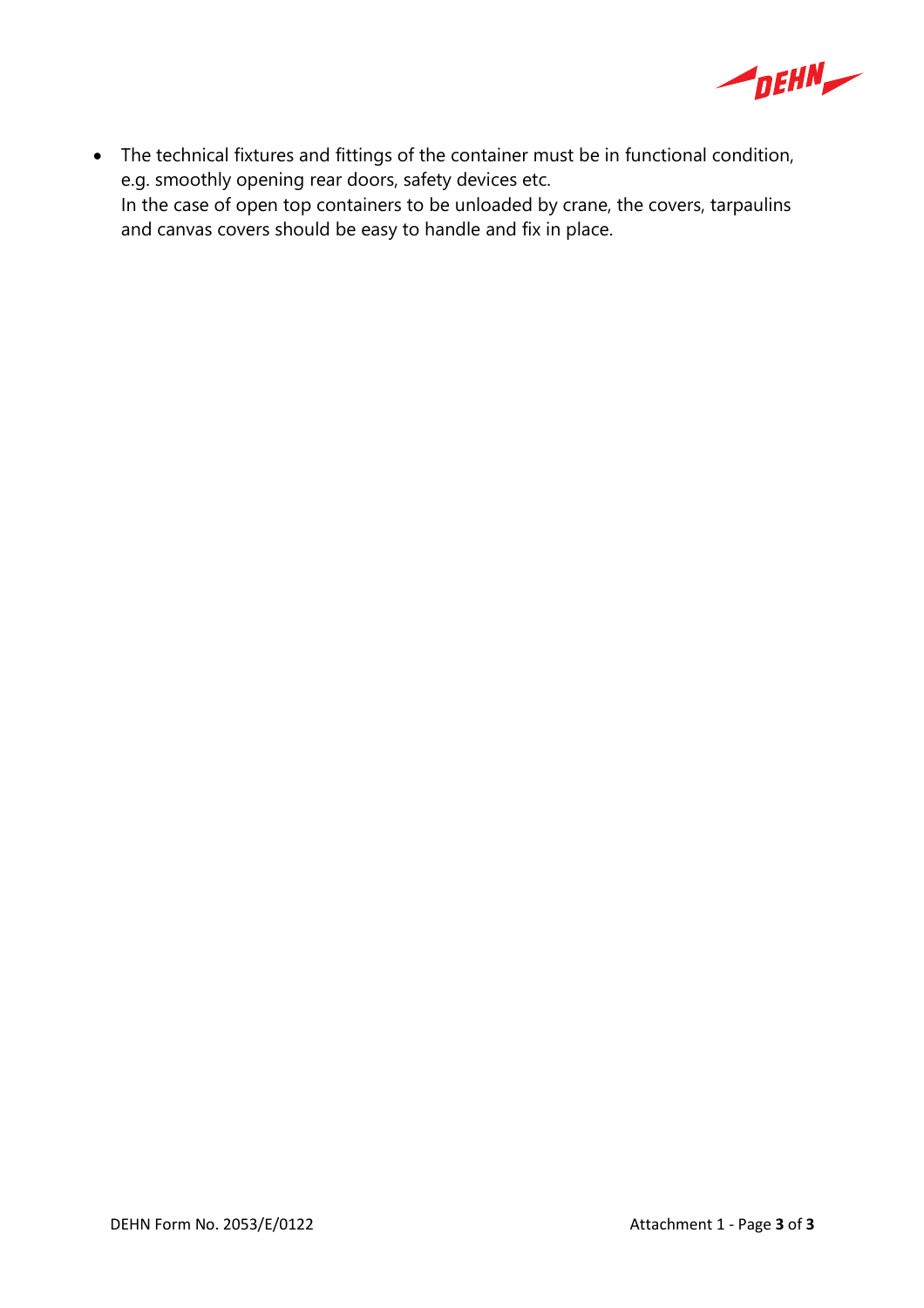- The technical fixtures and fittings of the container must be in functional condition, e.g. smoothly opening rear doors, safety devices etc.
  In the case of open top containers to be unloaded by crane, the covers, tarpaulins and canvas covers should be easy to handle and fix in place.